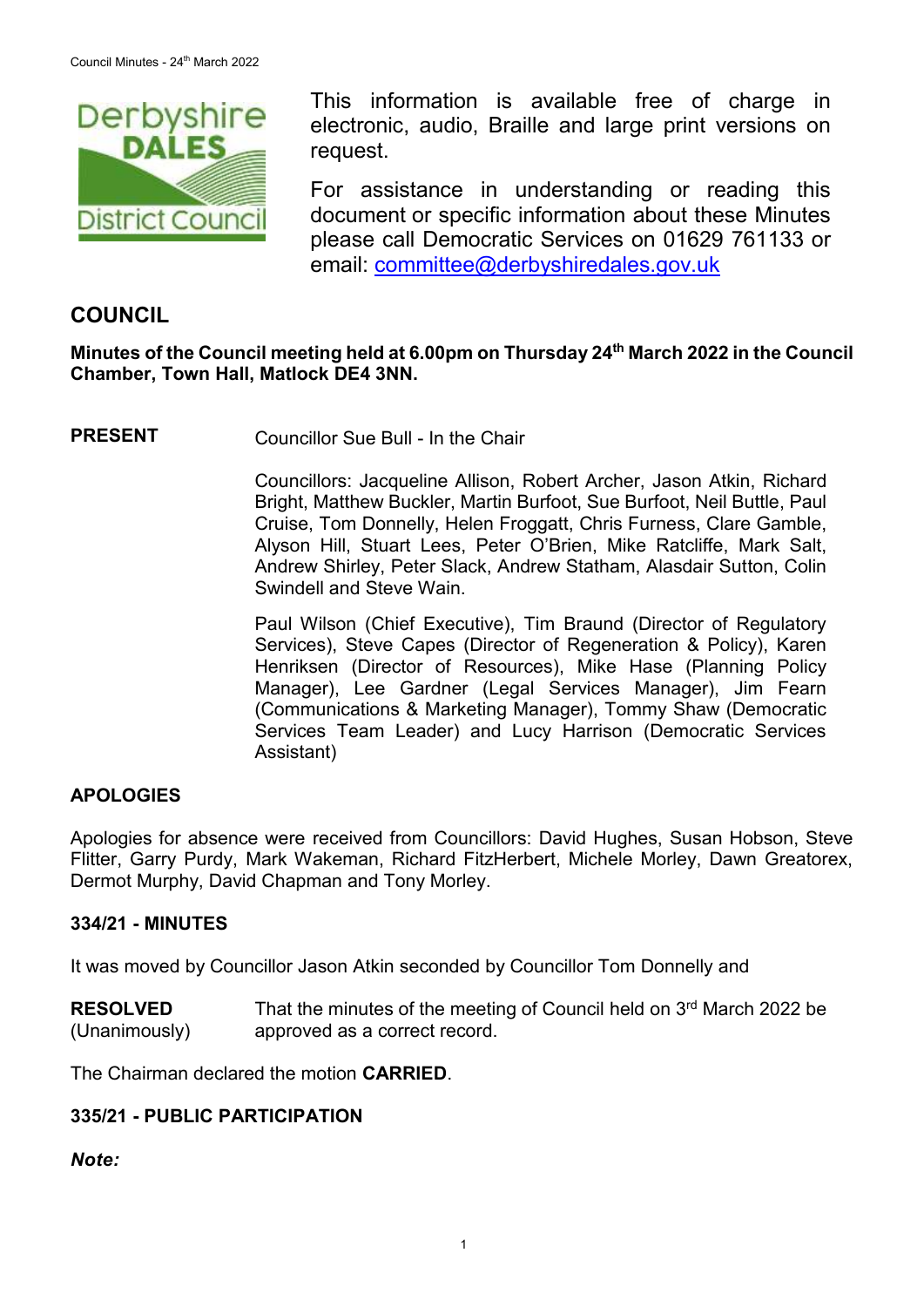This information is available free of charge in electronic, audio, Braille and large print versions on request.

For assistance in understanding or reading this document or specific information about these Minutes please call Democratic Services on 01629 761133 or email: committee@derbyshiredales.gov.uk

## COUNCIL

**Minutes of the Council meeting held at 6.00pm on Thursday 24th March 2022 in the Council Chamber, Town Hall, Matlock DE4 3NN.**

**PRESENT** Councillor Sue Bull - In the Chair

Councillors: Jacqueline Allison, Robert Archer, Jason Atkin, Richard Bright, Matthew Buckler, Martin Burfoot, Sue Burfoot, Neil Buttle, Paul Cruise, Tom Donnelly, Helen Froggatt, Chris Furness, Clare Gamble, Alyson Hill, Stuart Lees, Peter O'Brien, Mike Ratcliffe, Mark Salt, Andrew Shirley, Peter Slack, Andrew Statham, Alasdair Sutton, Colin Swindell and Steve Wain.

Paul Wilson (Chief Executive), Tim Braund (Director of Regulatory Services), Steve Capes (Director of Regeneration & Policy), Karen Henriksen (Director of Resources), Mike Hase (Planning Policy Manager), Lee Gardner (Legal Services Manager), Jim Fearn (Communications & Marketing Manager), Tommy Shaw (Democratic Services Team Leader) and Lucy Harrison (Democratic Services Assistant)

### APOLOGIES

Apologies for absence were received from Councillors: David Hughes, Susan Hobson, Steve Flitter, Garry Purdy, Mark Wakeman, Richard FitzHerbert, Michele Morley, Dawn Greatorex, Dermot Murphy, David Chapman and Tony Morley.

### 334/21 - MINUTES

It was moved by Councillor Jason Atkin seconded by Councillor Tom Donnelly and

**RESOLVED** (Unanimously) That the minutes of the meeting of Council held on 3rd March 2022 be approved as a correct record.

The Chairman declared the motion **CARRIED**.

### 335/21 - PUBLIC PARTICIPATION

***Note:***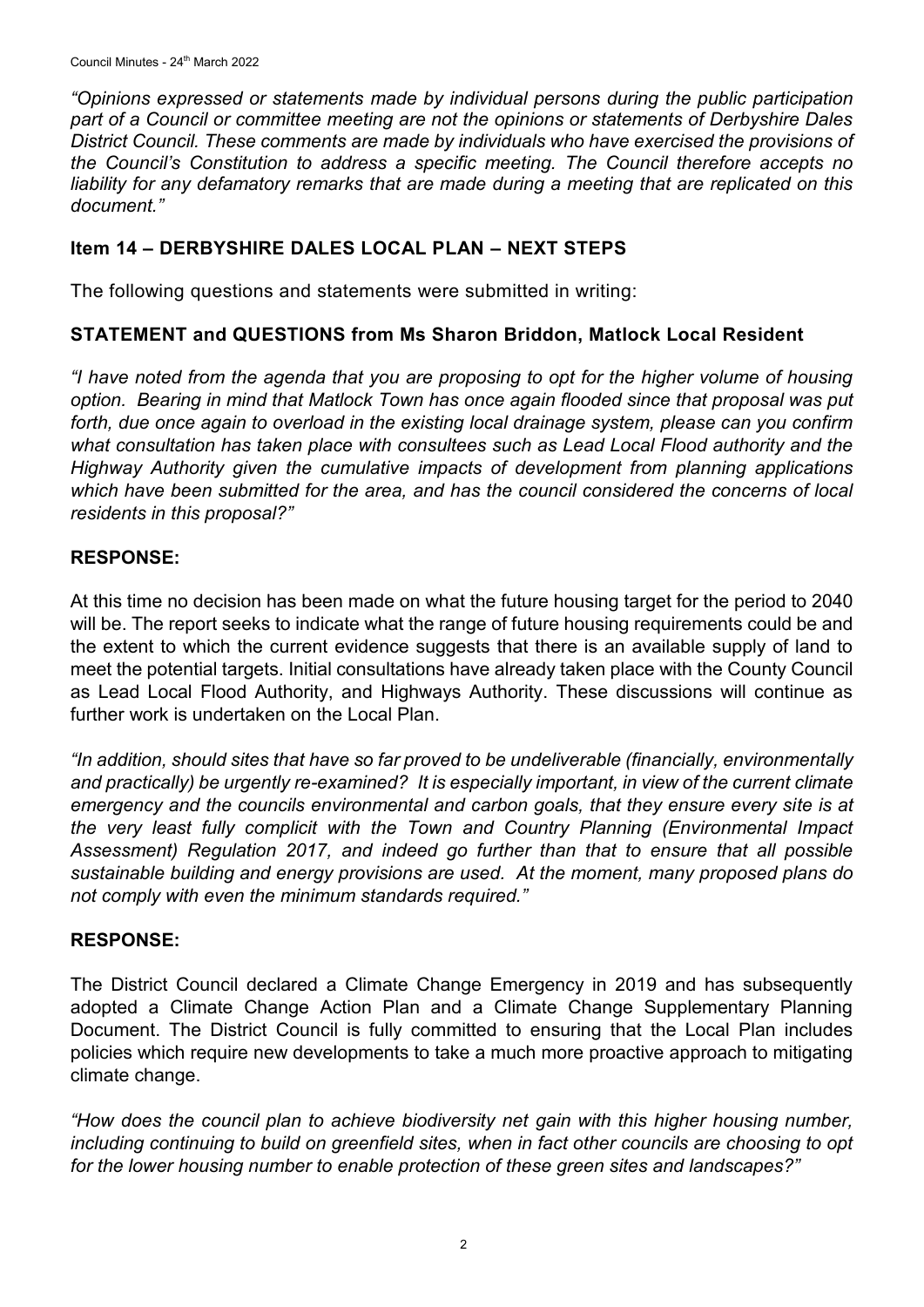*"Opinions expressed or statements made by individual persons during the public participation part of a Council or committee meeting are not the opinions or statements of Derbyshire Dales District Council. These comments are made by individuals who have exercised the provisions of the Council's Constitution to address a specific meeting. The Council therefore accepts no liability for any defamatory remarks that are made during a meeting that are replicated on this document."*

## Item 14 – DERBYSHIRE DALES LOCAL PLAN – NEXT STEPS

The following questions and statements were submitted in writing:

### STATEMENT and QUESTIONS from Ms Sharon Briddon, Matlock Local Resident

*"I have noted from the agenda that you are proposing to opt for the higher volume of housing option. Bearing in mind that Matlock Town has once again flooded since that proposal was put forth, due once again to overload in the existing local drainage system, please can you confirm what consultation has taken place with consultees such as Lead Local Flood authority and the Highway Authority given the cumulative impacts of development from planning applications which have been submitted for the area, and has the council considered the concerns of local residents in this proposal?"*

**RESPONSE:**

At this time no decision has been made on what the future housing target for the period to 2040 will be. The report seeks to indicate what the range of future housing requirements could be and the extent to which the current evidence suggests that there is an available supply of land to meet the potential targets. Initial consultations have already taken place with the County Council as Lead Local Flood Authority, and Highways Authority. These discussions will continue as further work is undertaken on the Local Plan.

*"In addition, should sites that have so far proved to be undeliverable (financially, environmentally and practically) be urgently re-examined? It is especially important, in view of the current climate emergency and the councils environmental and carbon goals, that they ensure every site is at the very least fully complicit with the Town and Country Planning (Environmental Impact Assessment) Regulation 2017, and indeed go further than that to ensure that all possible sustainable building and energy provisions are used. At the moment, many proposed plans do not comply with even the minimum standards required."*

**RESPONSE:**

The District Council declared a Climate Change Emergency in 2019 and has subsequently adopted a Climate Change Action Plan and a Climate Change Supplementary Planning Document. The District Council is fully committed to ensuring that the Local Plan includes policies which require new developments to take a much more proactive approach to mitigating climate change.

*"How does the council plan to achieve biodiversity net gain with this higher housing number, including continuing to build on greenfield sites, when in fact other councils are choosing to opt for the lower housing number to enable protection of these green sites and landscapes?"*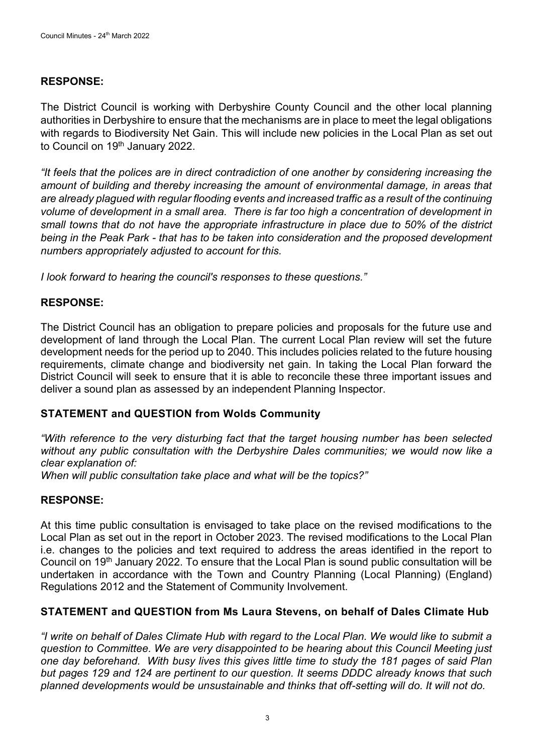**RESPONSE:**

The District Council is working with Derbyshire County Council and the other local planning authorities in Derbyshire to ensure that the mechanisms are in place to meet the legal obligations with regards to Biodiversity Net Gain. This will include new policies in the Local Plan as set out to Council on 19th January 2022.

*"It feels that the polices are in direct contradiction of one another by considering increasing the amount of building and thereby increasing the amount of environmental damage, in areas that are already plagued with regular flooding events and increased traffic as a result of the continuing volume of development in a small area. There is far too high a concentration of development in small towns that do not have the appropriate infrastructure in place due to 50% of the district being in the Peak Park - that has to be taken into consideration and the proposed development numbers appropriately adjusted to account for this.*

*I look forward to hearing the council's responses to these questions."*

**RESPONSE:**

The District Council has an obligation to prepare policies and proposals for the future use and development of land through the Local Plan. The current Local Plan review will set the future development needs for the period up to 2040. This includes policies related to the future housing requirements, climate change and biodiversity net gain. In taking the Local Plan forward the District Council will seek to ensure that it is able to reconcile these three important issues and deliver a sound plan as assessed by an independent Planning Inspector.

**STATEMENT and QUESTION from Wolds Community**

*"With reference to the very disturbing fact that the target housing number has been selected without any public consultation with the Derbyshire Dales communities; we would now like a clear explanation of:*
*When will public consultation take place and what will be the topics?"*

**RESPONSE:**

At this time public consultation is envisaged to take place on the revised modifications to the Local Plan as set out in the report in October 2023. The revised modifications to the Local Plan i.e. changes to the policies and text required to address the areas identified in the report to Council on 19th January 2022. To ensure that the Local Plan is sound public consultation will be undertaken in accordance with the Town and Country Planning (Local Planning) (England) Regulations 2012 and the Statement of Community Involvement.

**STATEMENT and QUESTION from Ms Laura Stevens, on behalf of Dales Climate Hub**

*"I write on behalf of Dales Climate Hub with regard to the Local Plan. We would like to submit a question to Committee. We are very disappointed to be hearing about this Council Meeting just one day beforehand. With busy lives this gives little time to study the 181 pages of said Plan but pages 129 and 124 are pertinent to our question. It seems DDDC already knows that such planned developments would be unsustainable and thinks that off-setting will do. It will not do.*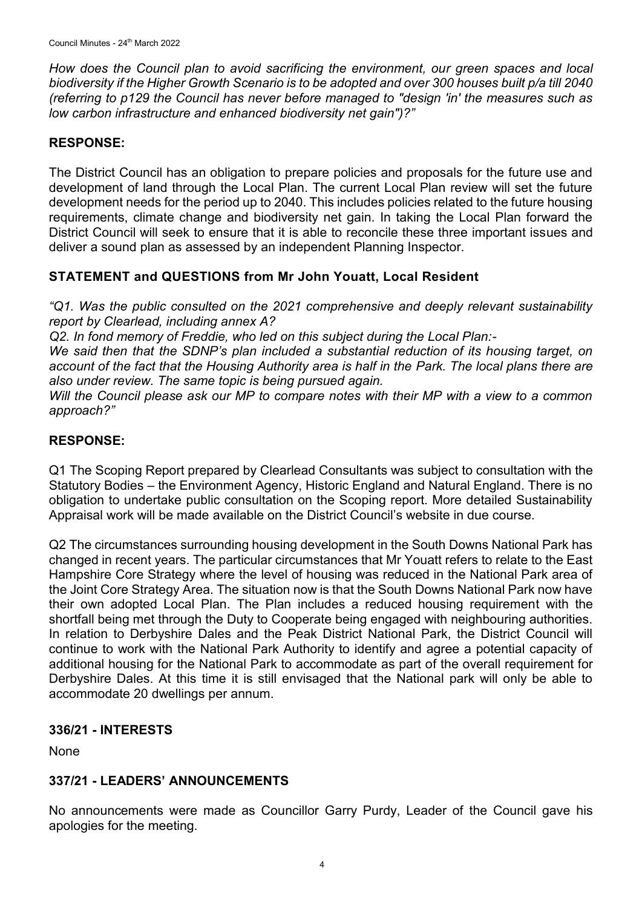*How does the Council plan to avoid sacrificing the environment, our green spaces and local biodiversity if the Higher Growth Scenario is to be adopted and over 300 houses built p/a till 2040 (referring to p129 the Council has never before managed to "design 'in' the measures such as low carbon infrastructure and enhanced biodiversity net gain")?"*

**RESPONSE:**

The District Council has an obligation to prepare policies and proposals for the future use and development of land through the Local Plan. The current Local Plan review will set the future development needs for the period up to 2040. This includes policies related to the future housing requirements, climate change and biodiversity net gain. In taking the Local Plan forward the District Council will seek to ensure that it is able to reconcile these three important issues and deliver a sound plan as assessed by an independent Planning Inspector.

**STATEMENT and QUESTIONS from Mr John Youatt, Local Resident**

*"Q1. Was the public consulted on the 2021 comprehensive and deeply relevant sustainability report by Clearlead, including annex A?*

*Q2. In fond memory of Freddie, who led on this subject during the Local Plan:-*

*We said then that the SDNP's plan included a substantial reduction of its housing target, on account of the fact that the Housing Authority area is half in the Park. The local plans there are also under review. The same topic is being pursued again.*

*Will the Council please ask our MP to compare notes with their MP with a view to a common approach?"*

**RESPONSE:**

Q1 The Scoping Report prepared by Clearlead Consultants was subject to consultation with the Statutory Bodies – the Environment Agency, Historic England and Natural England. There is no obligation to undertake public consultation on the Scoping report. More detailed Sustainability Appraisal work will be made available on the District Council's website in due course.

Q2 The circumstances surrounding housing development in the South Downs National Park has changed in recent years. The particular circumstances that Mr Youatt refers to relate to the East Hampshire Core Strategy where the level of housing was reduced in the National Park area of the Joint Core Strategy Area. The situation now is that the South Downs National Park now have their own adopted Local Plan. The Plan includes a reduced housing requirement with the shortfall being met through the Duty to Cooperate being engaged with neighbouring authorities. In relation to Derbyshire Dales and the Peak District National Park, the District Council will continue to work with the National Park Authority to identify and agree a potential capacity of additional housing for the National Park to accommodate as part of the overall requirement for Derbyshire Dales. At this time it is still envisaged that the National park will only be able to accommodate 20 dwellings per annum.

**336/21 - INTERESTS**

None

**337/21 - LEADERS' ANNOUNCEMENTS**

No announcements were made as Councillor Garry Purdy, Leader of the Council gave his apologies for the meeting.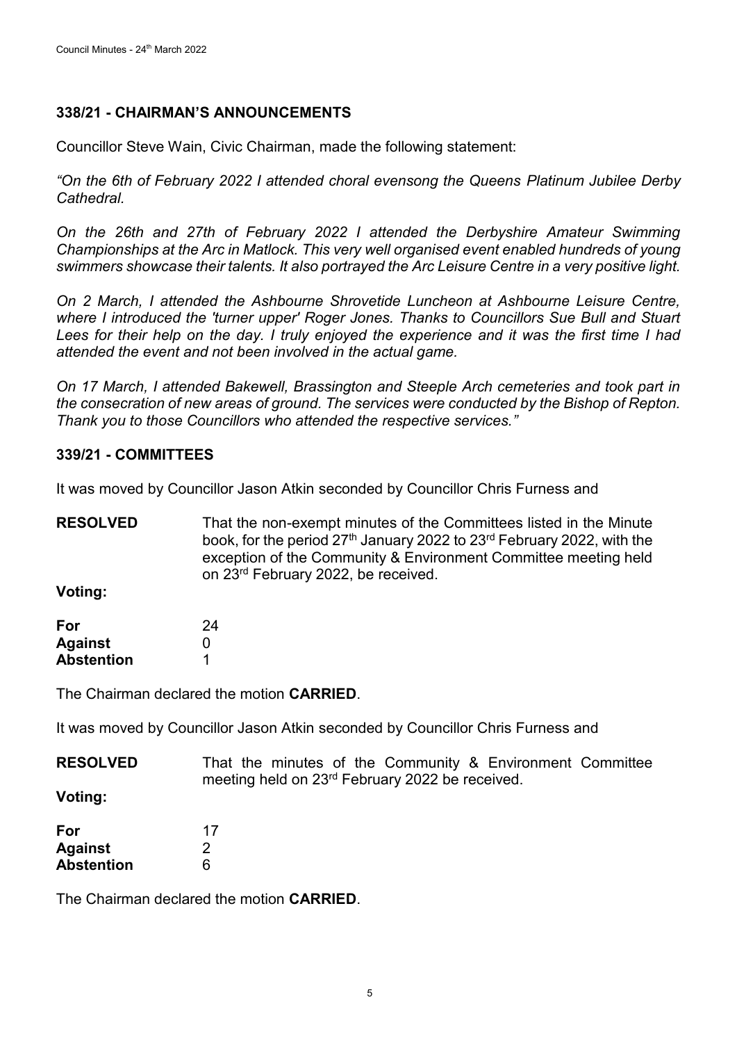## 338/21 - CHAIRMAN'S ANNOUNCEMENTS

Councillor Steve Wain, Civic Chairman, made the following statement:

*"On the 6th of February 2022 I attended choral evensong the Queens Platinum Jubilee Derby Cathedral.*

*On the 26th and 27th of February 2022 I attended the Derbyshire Amateur Swimming Championships at the Arc in Matlock. This very well organised event enabled hundreds of young swimmers showcase their talents. It also portrayed the Arc Leisure Centre in a very positive light.*

*On 2 March, I attended the Ashbourne Shrovetide Luncheon at Ashbourne Leisure Centre, where I introduced the 'turner upper' Roger Jones. Thanks to Councillors Sue Bull and Stuart Lees for their help on the day. I truly enjoyed the experience and it was the first time I had attended the event and not been involved in the actual game.*

*On 17 March, I attended Bakewell, Brassington and Steeple Arch cemeteries and took part in the consecration of new areas of ground. The services were conducted by the Bishop of Repton. Thank you to those Councillors who attended the respective services."*

## 339/21 - COMMITTEES

It was moved by Councillor Jason Atkin seconded by Councillor Chris Furness and

**RESOLVED** That the non-exempt minutes of the Committees listed in the Minute book, for the period 27th January 2022 to 23rd February 2022, with the exception of the Community & Environment Committee meeting held on 23rd February 2022, be received.

**Voting:**

| | |
|---|---|
| **For** | 24 |
| **Against** | 0 |
| **Abstention** | 1 |

The Chairman declared the motion **CARRIED**.

It was moved by Councillor Jason Atkin seconded by Councillor Chris Furness and

**RESOLVED** That the minutes of the Community & Environment Committee meeting held on 23rd February 2022 be received.

**Voting:**

| | |
|---|---|
| **For** | 17 |
| **Against** | 2 |
| **Abstention** | 6 |

The Chairman declared the motion **CARRIED**.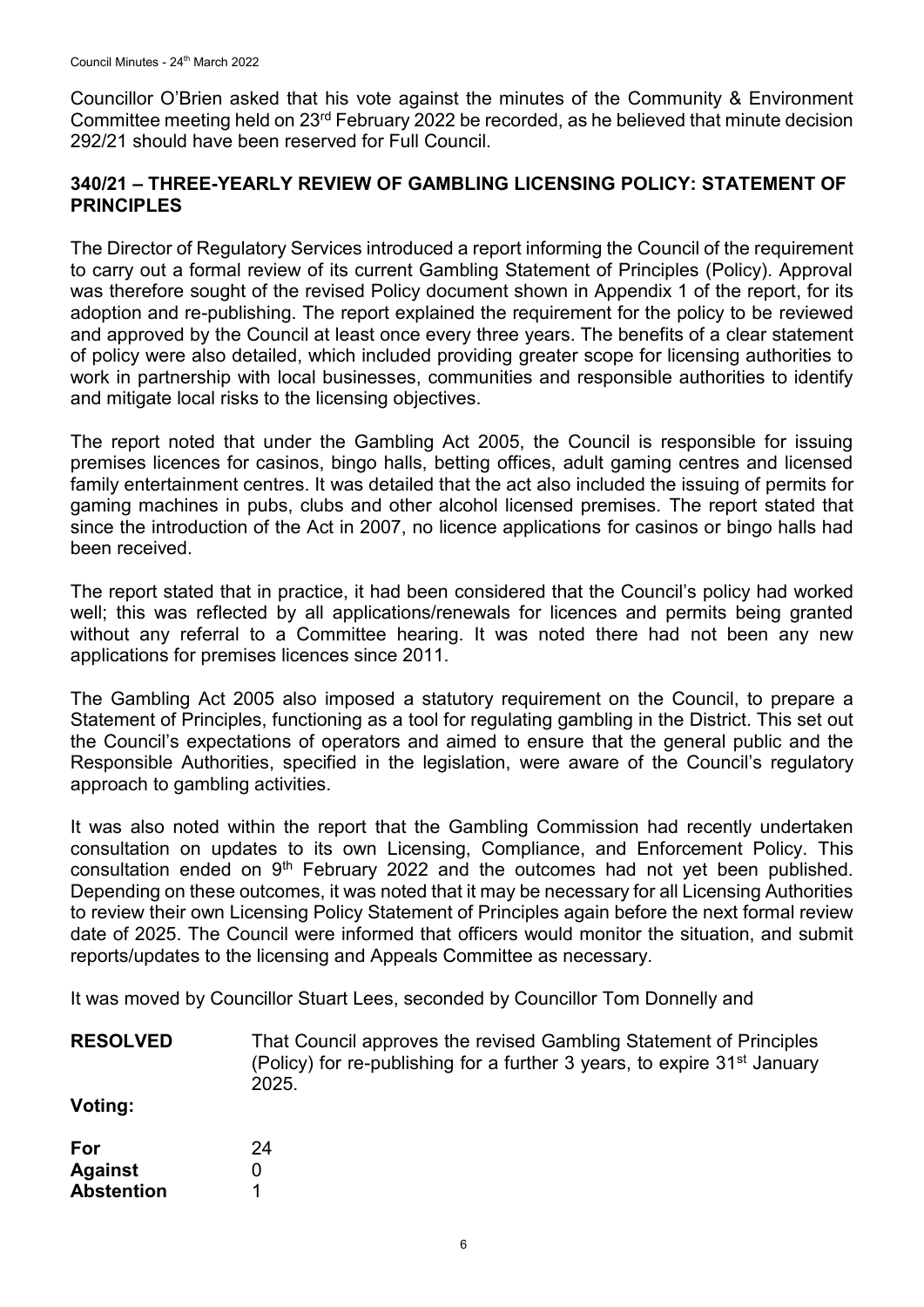Councillor O'Brien asked that his vote against the minutes of the Community & Environment Committee meeting held on 23rd February 2022 be recorded, as he believed that minute decision 292/21 should have been reserved for Full Council.

## 340/21 – THREE-YEARLY REVIEW OF GAMBLING LICENSING POLICY: STATEMENT OF PRINCIPLES

The Director of Regulatory Services introduced a report informing the Council of the requirement to carry out a formal review of its current Gambling Statement of Principles (Policy). Approval was therefore sought of the revised Policy document shown in Appendix 1 of the report, for its adoption and re-publishing. The report explained the requirement for the policy to be reviewed and approved by the Council at least once every three years. The benefits of a clear statement of policy were also detailed, which included providing greater scope for licensing authorities to work in partnership with local businesses, communities and responsible authorities to identify and mitigate local risks to the licensing objectives.

The report noted that under the Gambling Act 2005, the Council is responsible for issuing premises licences for casinos, bingo halls, betting offices, adult gaming centres and licensed family entertainment centres. It was detailed that the act also included the issuing of permits for gaming machines in pubs, clubs and other alcohol licensed premises. The report stated that since the introduction of the Act in 2007, no licence applications for casinos or bingo halls had been received.

The report stated that in practice, it had been considered that the Council's policy had worked well; this was reflected by all applications/renewals for licences and permits being granted without any referral to a Committee hearing. It was noted there had not been any new applications for premises licences since 2011.

The Gambling Act 2005 also imposed a statutory requirement on the Council, to prepare a Statement of Principles, functioning as a tool for regulating gambling in the District. This set out the Council's expectations of operators and aimed to ensure that the general public and the Responsible Authorities, specified in the legislation, were aware of the Council's regulatory approach to gambling activities.

It was also noted within the report that the Gambling Commission had recently undertaken consultation on updates to its own Licensing, Compliance, and Enforcement Policy. This consultation ended on 9th February 2022 and the outcomes had not yet been published. Depending on these outcomes, it was noted that it may be necessary for all Licensing Authorities to review their own Licensing Policy Statement of Principles again before the next formal review date of 2025. The Council were informed that officers would monitor the situation, and submit reports/updates to the licensing and Appeals Committee as necessary.

It was moved by Councillor Stuart Lees, seconded by Councillor Tom Donnelly and

**RESOLVED** That Council approves the revised Gambling Statement of Principles (Policy) for re-publishing for a further 3 years, to expire 31st January 2025.

**Voting:**

| | |
|---|---|
| **For** | 24 |
| **Against** | 0 |
| **Abstention** | 1 |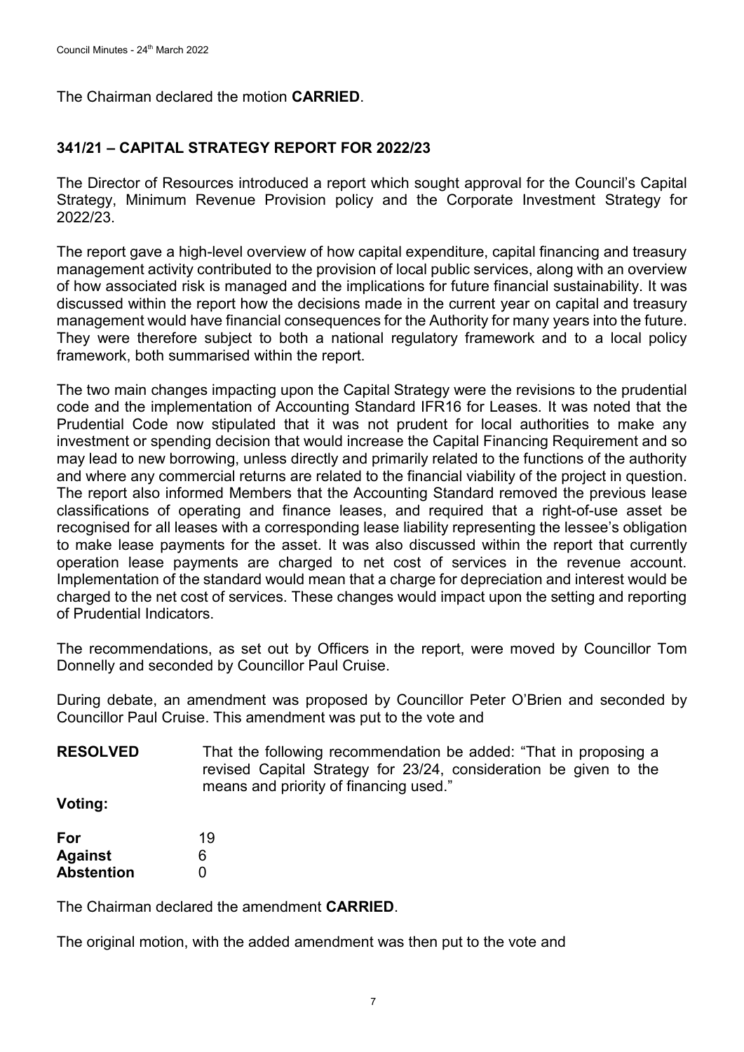The Chairman declared the motion **CARRIED**.

## 341/21 – CAPITAL STRATEGY REPORT FOR 2022/23

The Director of Resources introduced a report which sought approval for the Council's Capital Strategy, Minimum Revenue Provision policy and the Corporate Investment Strategy for 2022/23.

The report gave a high-level overview of how capital expenditure, capital financing and treasury management activity contributed to the provision of local public services, along with an overview of how associated risk is managed and the implications for future financial sustainability. It was discussed within the report how the decisions made in the current year on capital and treasury management would have financial consequences for the Authority for many years into the future. They were therefore subject to both a national regulatory framework and to a local policy framework, both summarised within the report.

The two main changes impacting upon the Capital Strategy were the revisions to the prudential code and the implementation of Accounting Standard IFR16 for Leases. It was noted that the Prudential Code now stipulated that it was not prudent for local authorities to make any investment or spending decision that would increase the Capital Financing Requirement and so may lead to new borrowing, unless directly and primarily related to the functions of the authority and where any commercial returns are related to the financial viability of the project in question. The report also informed Members that the Accounting Standard removed the previous lease classifications of operating and finance leases, and required that a right-of-use asset be recognised for all leases with a corresponding lease liability representing the lessee's obligation to make lease payments for the asset. It was also discussed within the report that currently operation lease payments are charged to net cost of services in the revenue account. Implementation of the standard would mean that a charge for depreciation and interest would be charged to the net cost of services. These changes would impact upon the setting and reporting of Prudential Indicators.

The recommendations, as set out by Officers in the report, were moved by Councillor Tom Donnelly and seconded by Councillor Paul Cruise.

During debate, an amendment was proposed by Councillor Peter O'Brien and seconded by Councillor Paul Cruise. This amendment was put to the vote and

**RESOLVED** That the following recommendation be added: "That in proposing a revised Capital Strategy for 23/24, consideration be given to the means and priority of financing used."

**Voting:**

**For** 19
**Against** 6
**Abstention** 0

The Chairman declared the amendment **CARRIED**.

The original motion, with the added amendment was then put to the vote and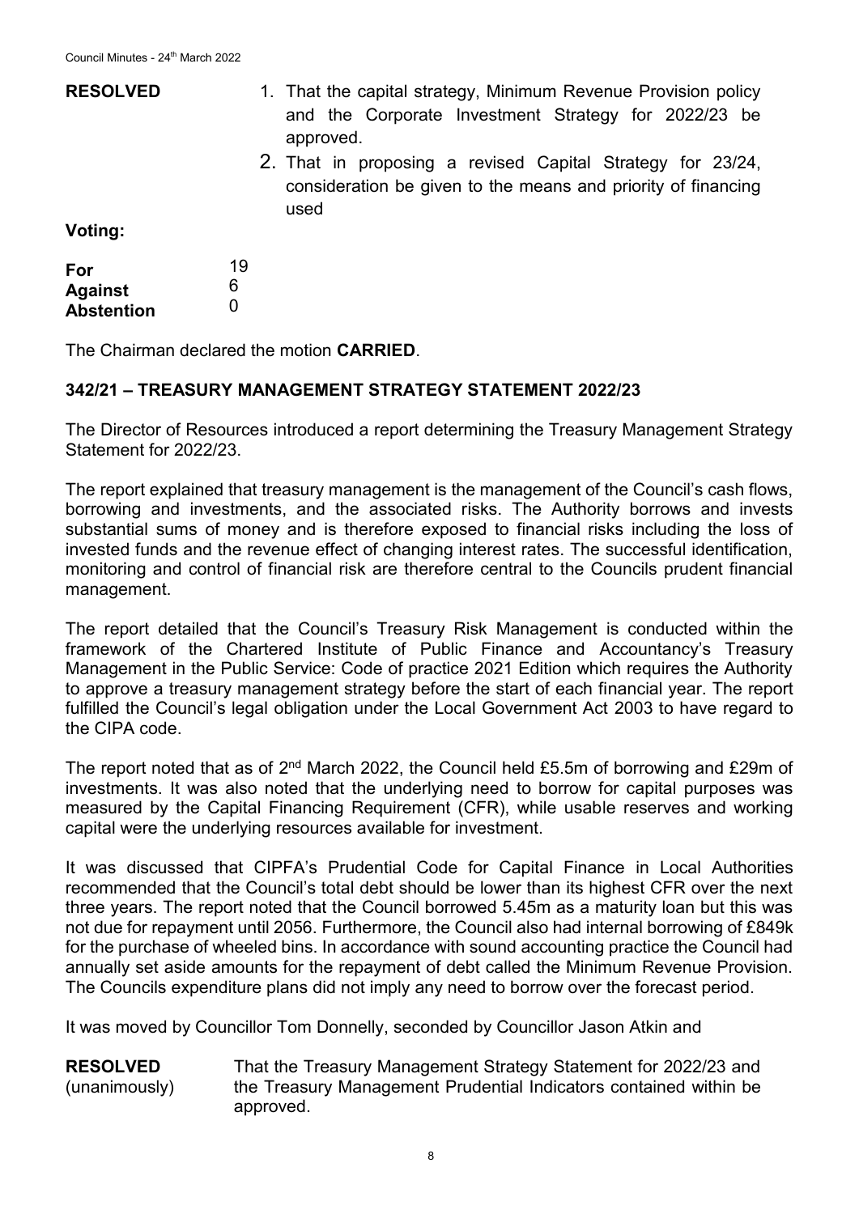**RESOLVED**

1. That the capital strategy, Minimum Revenue Provision policy and the Corporate Investment Strategy for 2022/23 be approved.
2. That in proposing a revised Capital Strategy for 23/24, consideration be given to the means and priority of financing used

**Voting:**

| | |
|---|---|
| **For** | 19 |
| **Against** | 6 |
| **Abstention** | 0 |

The Chairman declared the motion **CARRIED**.

## 342/21 – TREASURY MANAGEMENT STRATEGY STATEMENT 2022/23

The Director of Resources introduced a report determining the Treasury Management Strategy Statement for 2022/23.

The report explained that treasury management is the management of the Council's cash flows, borrowing and investments, and the associated risks. The Authority borrows and invests substantial sums of money and is therefore exposed to financial risks including the loss of invested funds and the revenue effect of changing interest rates. The successful identification, monitoring and control of financial risk are therefore central to the Councils prudent financial management.

The report detailed that the Council's Treasury Risk Management is conducted within the framework of the Chartered Institute of Public Finance and Accountancy's Treasury Management in the Public Service: Code of practice 2021 Edition which requires the Authority to approve a treasury management strategy before the start of each financial year. The report fulfilled the Council's legal obligation under the Local Government Act 2003 to have regard to the CIPA code.

The report noted that as of 2nd March 2022, the Council held £5.5m of borrowing and £29m of investments. It was also noted that the underlying need to borrow for capital purposes was measured by the Capital Financing Requirement (CFR), while usable reserves and working capital were the underlying resources available for investment.

It was discussed that CIPFA's Prudential Code for Capital Finance in Local Authorities recommended that the Council's total debt should be lower than its highest CFR over the next three years. The report noted that the Council borrowed 5.45m as a maturity loan but this was not due for repayment until 2056. Furthermore, the Council also had internal borrowing of £849k for the purchase of wheeled bins. In accordance with sound accounting practice the Council had annually set aside amounts for the repayment of debt called the Minimum Revenue Provision. The Councils expenditure plans did not imply any need to borrow over the forecast period.

It was moved by Councillor Tom Donnelly, seconded by Councillor Jason Atkin and

**RESOLVED** (unanimously) That the Treasury Management Strategy Statement for 2022/23 and the Treasury Management Prudential Indicators contained within be approved.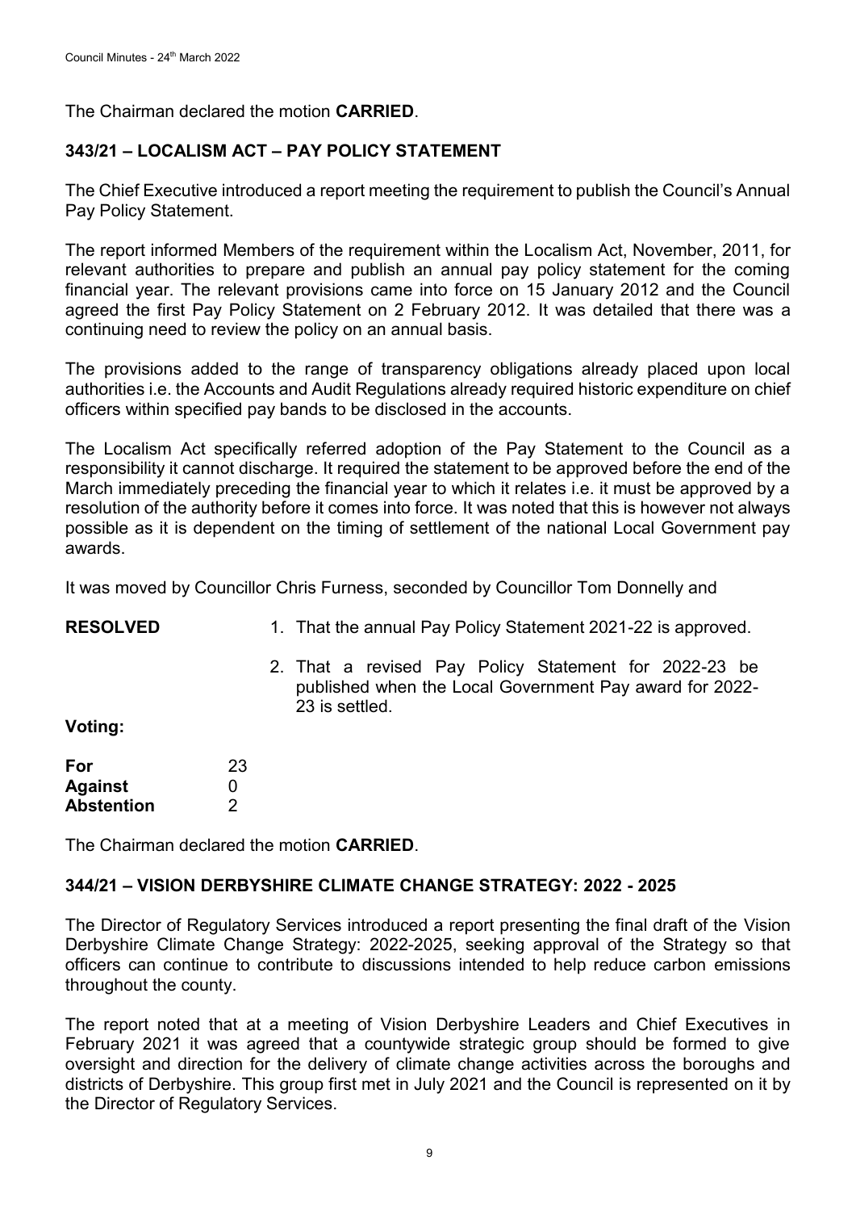The Chairman declared the motion **CARRIED**.

## 343/21 – LOCALISM ACT – PAY POLICY STATEMENT

The Chief Executive introduced a report meeting the requirement to publish the Council's Annual Pay Policy Statement.

The report informed Members of the requirement within the Localism Act, November, 2011, for relevant authorities to prepare and publish an annual pay policy statement for the coming financial year. The relevant provisions came into force on 15 January 2012 and the Council agreed the first Pay Policy Statement on 2 February 2012. It was detailed that there was a continuing need to review the policy on an annual basis.

The provisions added to the range of transparency obligations already placed upon local authorities i.e. the Accounts and Audit Regulations already required historic expenditure on chief officers within specified pay bands to be disclosed in the accounts.

The Localism Act specifically referred adoption of the Pay Statement to the Council as a responsibility it cannot discharge. It required the statement to be approved before the end of the March immediately preceding the financial year to which it relates i.e. it must be approved by a resolution of the authority before it comes into force. It was noted that this is however not always possible as it is dependent on the timing of settlement of the national Local Government pay awards.

It was moved by Councillor Chris Furness, seconded by Councillor Tom Donnelly and

**RESOLVED**

1. That the annual Pay Policy Statement 2021-22 is approved.
2. That a revised Pay Policy Statement for 2022-23 be published when the Local Government Pay award for 2022-23 is settled.

**Voting:**

| | |
|---|---|
| **For** | 23 |
| **Against** | 0 |
| **Abstention** | 2 |

The Chairman declared the motion **CARRIED**.

## 344/21 – VISION DERBYSHIRE CLIMATE CHANGE STRATEGY: 2022 - 2025

The Director of Regulatory Services introduced a report presenting the final draft of the Vision Derbyshire Climate Change Strategy: 2022-2025, seeking approval of the Strategy so that officers can continue to contribute to discussions intended to help reduce carbon emissions throughout the county.

The report noted that at a meeting of Vision Derbyshire Leaders and Chief Executives in February 2021 it was agreed that a countywide strategic group should be formed to give oversight and direction for the delivery of climate change activities across the boroughs and districts of Derbyshire. This group first met in July 2021 and the Council is represented on it by the Director of Regulatory Services.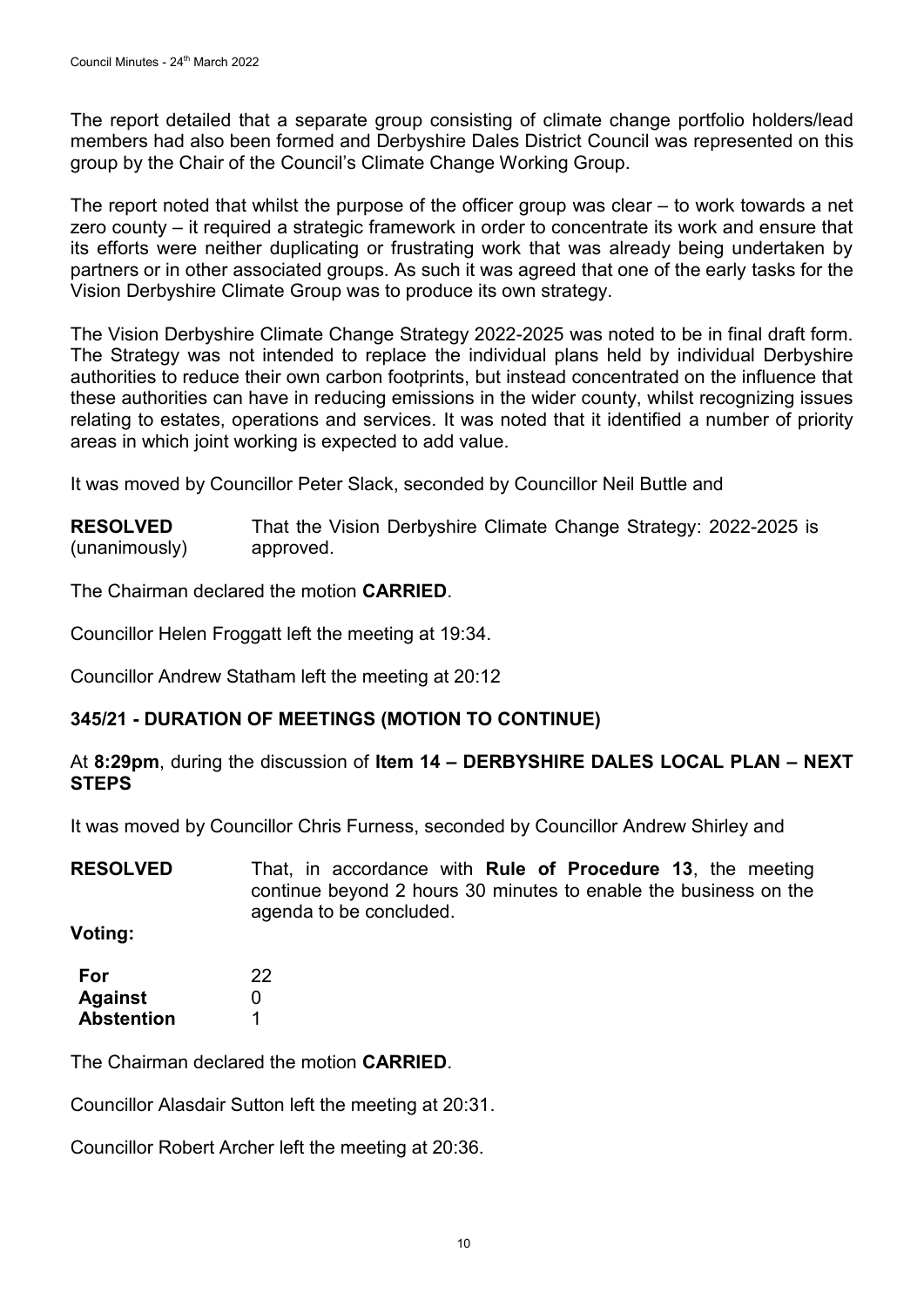The report detailed that a separate group consisting of climate change portfolio holders/lead members had also been formed and Derbyshire Dales District Council was represented on this group by the Chair of the Council's Climate Change Working Group.

The report noted that whilst the purpose of the officer group was clear – to work towards a net zero county – it required a strategic framework in order to concentrate its work and ensure that its efforts were neither duplicating or frustrating work that was already being undertaken by partners or in other associated groups. As such it was agreed that one of the early tasks for the Vision Derbyshire Climate Group was to produce its own strategy.

The Vision Derbyshire Climate Change Strategy 2022-2025 was noted to be in final draft form. The Strategy was not intended to replace the individual plans held by individual Derbyshire authorities to reduce their own carbon footprints, but instead concentrated on the influence that these authorities can have in reducing emissions in the wider county, whilst recognizing issues relating to estates, operations and services. It was noted that it identified a number of priority areas in which joint working is expected to add value.

It was moved by Councillor Peter Slack, seconded by Councillor Neil Buttle and

**RESOLVED** (unanimously) That the Vision Derbyshire Climate Change Strategy: 2022-2025 is approved.

The Chairman declared the motion **CARRIED**.

Councillor Helen Froggatt left the meeting at 19:34.

Councillor Andrew Statham left the meeting at 20:12

## 345/21 - DURATION OF MEETINGS (MOTION TO CONTINUE)

At **8:29pm**, during the discussion of **Item 14 – DERBYSHIRE DALES LOCAL PLAN – NEXT STEPS**

It was moved by Councillor Chris Furness, seconded by Councillor Andrew Shirley and

**RESOLVED** That, in accordance with **Rule of Procedure 13**, the meeting continue beyond 2 hours 30 minutes to enable the business on the agenda to be concluded.

**Voting:**

| | |
|---|---|
| **For** | 22 |
| **Against** | 0 |
| **Abstention** | 1 |

The Chairman declared the motion **CARRIED**.

Councillor Alasdair Sutton left the meeting at 20:31.

Councillor Robert Archer left the meeting at 20:36.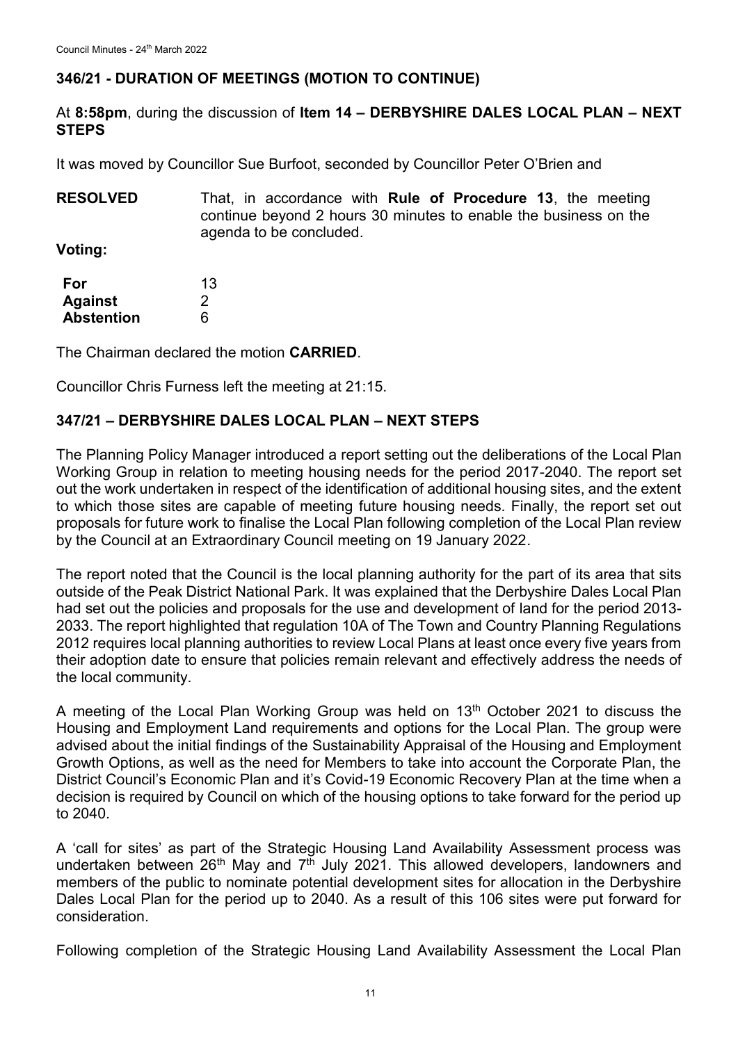## 346/21 - DURATION OF MEETINGS (MOTION TO CONTINUE)

At **8:58pm**, during the discussion of **Item 14 – DERBYSHIRE DALES LOCAL PLAN – NEXT STEPS**

It was moved by Councillor Sue Burfoot, seconded by Councillor Peter O'Brien and

**RESOLVED** That, in accordance with **Rule of Procedure 13**, the meeting continue beyond 2 hours 30 minutes to enable the business on the agenda to be concluded.

**Voting:**

| | |
|---|---|
| **For** | 13 |
| **Against** | 2 |
| **Abstention** | 6 |

The Chairman declared the motion **CARRIED**.

Councillor Chris Furness left the meeting at 21:15.

## 347/21 – DERBYSHIRE DALES LOCAL PLAN – NEXT STEPS

The Planning Policy Manager introduced a report setting out the deliberations of the Local Plan Working Group in relation to meeting housing needs for the period 2017-2040. The report set out the work undertaken in respect of the identification of additional housing sites, and the extent to which those sites are capable of meeting future housing needs. Finally, the report set out proposals for future work to finalise the Local Plan following completion of the Local Plan review by the Council at an Extraordinary Council meeting on 19 January 2022.

The report noted that the Council is the local planning authority for the part of its area that sits outside of the Peak District National Park. It was explained that the Derbyshire Dales Local Plan had set out the policies and proposals for the use and development of land for the period 2013-2033. The report highlighted that regulation 10A of The Town and Country Planning Regulations 2012 requires local planning authorities to review Local Plans at least once every five years from their adoption date to ensure that policies remain relevant and effectively address the needs of the local community.

A meeting of the Local Plan Working Group was held on 13th October 2021 to discuss the Housing and Employment Land requirements and options for the Local Plan. The group were advised about the initial findings of the Sustainability Appraisal of the Housing and Employment Growth Options, as well as the need for Members to take into account the Corporate Plan, the District Council's Economic Plan and it's Covid-19 Economic Recovery Plan at the time when a decision is required by Council on which of the housing options to take forward for the period up to 2040.

A 'call for sites' as part of the Strategic Housing Land Availability Assessment process was undertaken between 26th May and 7th July 2021. This allowed developers, landowners and members of the public to nominate potential development sites for allocation in the Derbyshire Dales Local Plan for the period up to 2040. As a result of this 106 sites were put forward for consideration.

Following completion of the Strategic Housing Land Availability Assessment the Local Plan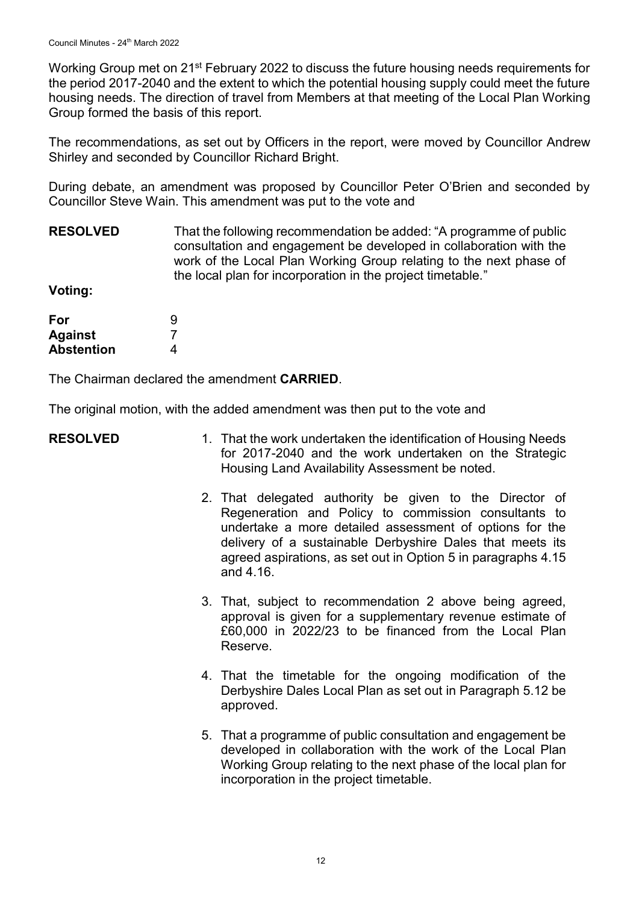Working Group met on 21st February 2022 to discuss the future housing needs requirements for the period 2017-2040 and the extent to which the potential housing supply could meet the future housing needs. The direction of travel from Members at that meeting of the Local Plan Working Group formed the basis of this report.

The recommendations, as set out by Officers in the report, were moved by Councillor Andrew Shirley and seconded by Councillor Richard Bright.

During debate, an amendment was proposed by Councillor Peter O'Brien and seconded by Councillor Steve Wain. This amendment was put to the vote and

**RESOLVED** That the following recommendation be added: "A programme of public consultation and engagement be developed in collaboration with the work of the Local Plan Working Group relating to the next phase of the local plan for incorporation in the project timetable."

**Voting:**

| | |
|---|---|
| **For** | 9 |
| **Against** | 7 |
| **Abstention** | 4 |

The Chairman declared the amendment **CARRIED**.

The original motion, with the added amendment was then put to the vote and

**RESOLVED**

1. That the work undertaken the identification of Housing Needs for 2017-2040 and the work undertaken on the Strategic Housing Land Availability Assessment be noted.

2. That delegated authority be given to the Director of Regeneration and Policy to commission consultants to undertake a more detailed assessment of options for the delivery of a sustainable Derbyshire Dales that meets its agreed aspirations, as set out in Option 5 in paragraphs 4.15 and 4.16.

3. That, subject to recommendation 2 above being agreed, approval is given for a supplementary revenue estimate of £60,000 in 2022/23 to be financed from the Local Plan Reserve.

4. That the timetable for the ongoing modification of the Derbyshire Dales Local Plan as set out in Paragraph 5.12 be approved.

5. That a programme of public consultation and engagement be developed in collaboration with the work of the Local Plan Working Group relating to the next phase of the local plan for incorporation in the project timetable.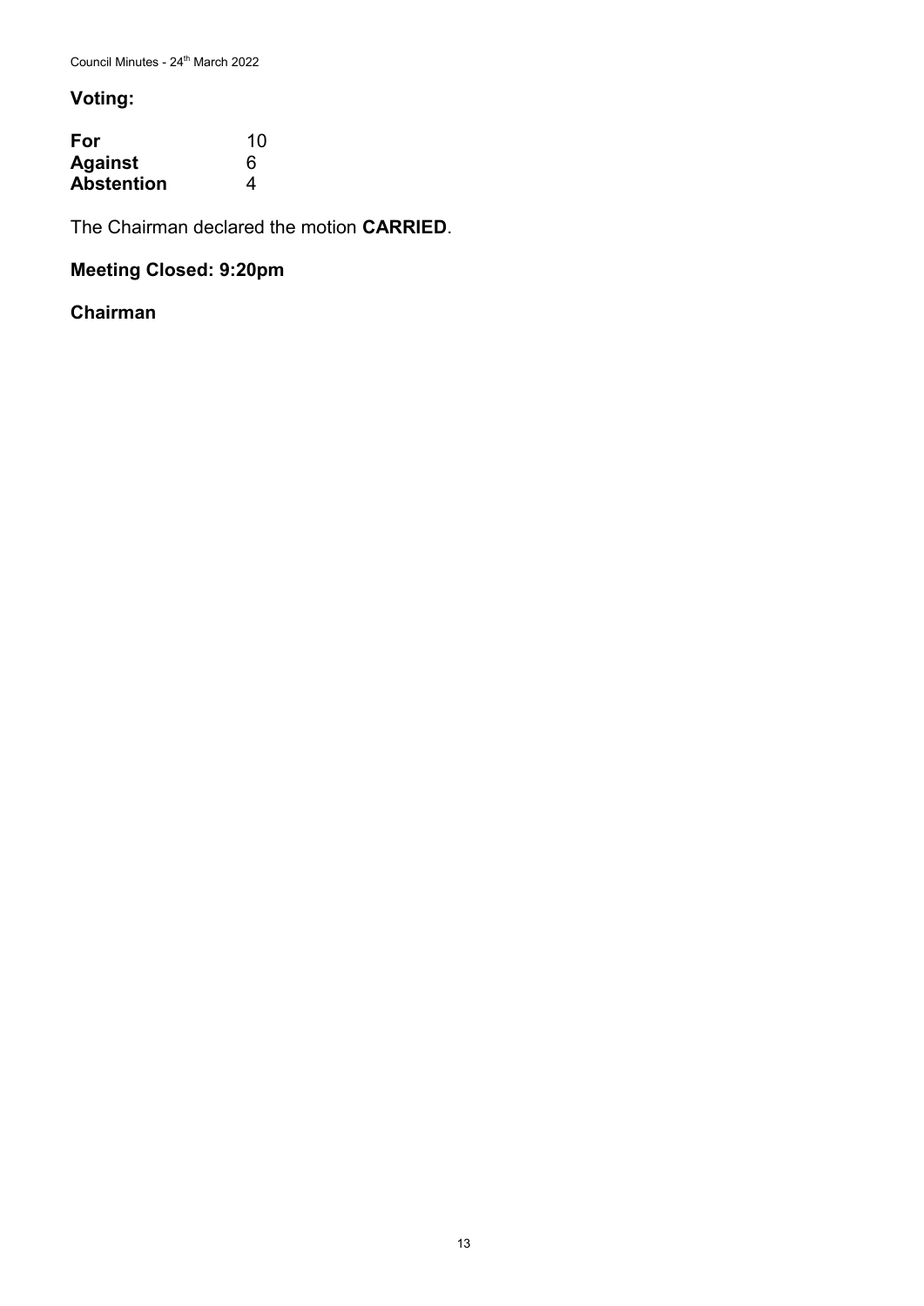**Voting:**

| | |
|---|---|
| **For** | 10 |
| **Against** | 6 |
| **Abstention** | 4 |

The Chairman declared the motion **CARRIED**.

**Meeting Closed: 9:20pm**

**Chairman**